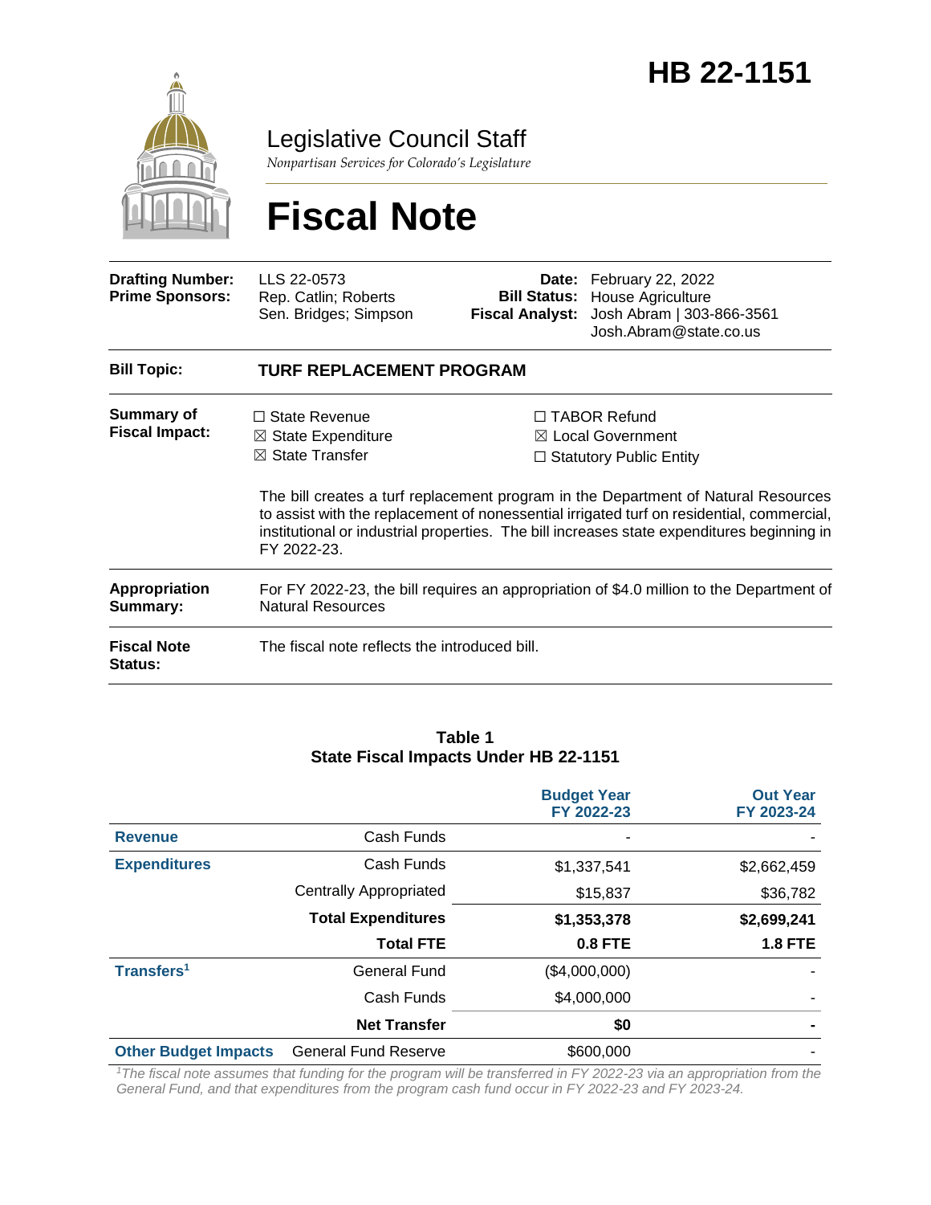# HB 22-1151

Legislative Council Staff

*Nonpartisan Services for Colorado's Legislature*

# Fiscal Note

| | | | |
|---|---|---|---|
| **Drafting Number:** | LLS 22-0573 | **Date:** | February 22, 2022 |
| **Prime Sponsors:** | Rep. Catlin; Roberts<br>Sen. Bridges; Simpson | **Bill Status:** | House Agriculture |
| | | **Fiscal Analyst:** | Josh Abram \| 303-866-3561<br>Josh.Abram@state.co.us |

| | |
|---|---|
| **Bill Topic:** | **TURF REPLACEMENT PROGRAM** |
| **Summary of Fiscal Impact:** | ☐ State Revenue ☒ State Expenditure ☒ State Transfer ☐ TABOR Refund ☒ Local Government ☐ Statutory Public Entity<br><br>The bill creates a turf replacement program in the Department of Natural Resources to assist with the replacement of nonessential irrigated turf on residential, commercial, institutional or industrial properties. The bill increases state expenditures beginning in FY 2022-23. |
| **Appropriation Summary:** | For FY 2022-23, the bill requires an appropriation of $4.0 million to the Department of Natural Resources |
| **Fiscal Note Status:** | The fiscal note reflects the introduced bill. |

**Table 1**
**State Fiscal Impacts Under HB 22-1151**

| | | Budget Year FY 2022-23 | Out Year FY 2023-24 |
|---|---|---|---|
| **Revenue** | Cash Funds | - | - |
| **Expenditures** | Cash Funds | $1,337,541 | $2,662,459 |
| | Centrally Appropriated | $15,837 | $36,782 |
| | **Total Expenditures** | **$1,353,378** | **$2,699,241** |
| | **Total FTE** | **0.8 FTE** | **1.8 FTE** |
| **Transfers**[1] | General Fund | ($4,000,000) | - |
| | Cash Funds | $4,000,000 | - |
| | **Net Transfer** | **$0** | **-** |
| **Other Budget Impacts** | General Fund Reserve | $600,000 | - |

*[1]The fiscal note assumes that funding for the program will be transferred in FY 2022-23 via an appropriation from the General Fund, and that expenditures from the program cash fund occur in FY 2022-23 and FY 2023-24.*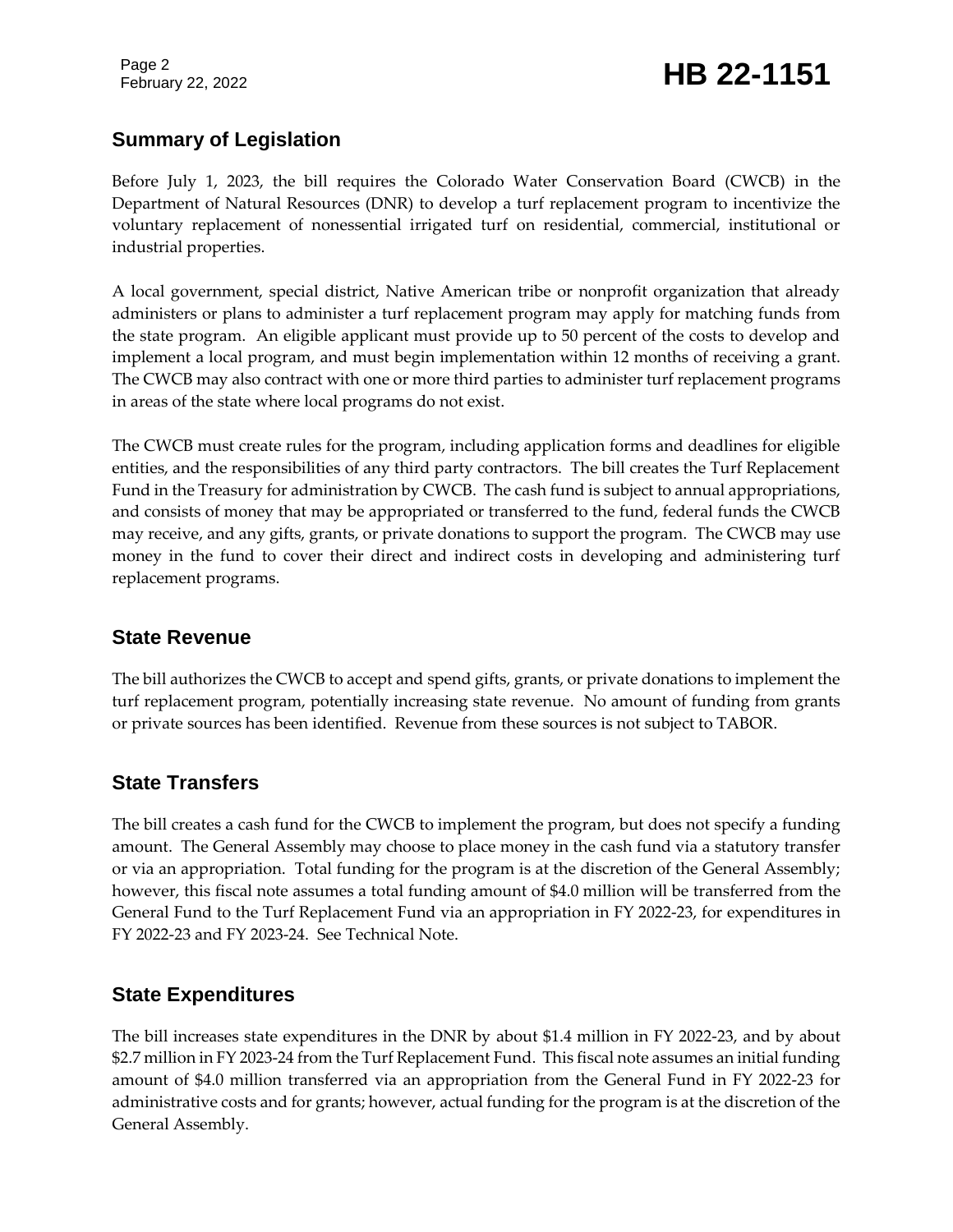## Summary of Legislation

Before July 1, 2023, the bill requires the Colorado Water Conservation Board (CWCB) in the Department of Natural Resources (DNR) to develop a turf replacement program to incentivize the voluntary replacement of nonessential irrigated turf on residential, commercial, institutional or industrial properties.

A local government, special district, Native American tribe or nonprofit organization that already administers or plans to administer a turf replacement program may apply for matching funds from the state program. An eligible applicant must provide up to 50 percent of the costs to develop and implement a local program, and must begin implementation within 12 months of receiving a grant. The CWCB may also contract with one or more third parties to administer turf replacement programs in areas of the state where local programs do not exist.

The CWCB must create rules for the program, including application forms and deadlines for eligible entities, and the responsibilities of any third party contractors. The bill creates the Turf Replacement Fund in the Treasury for administration by CWCB. The cash fund is subject to annual appropriations, and consists of money that may be appropriated or transferred to the fund, federal funds the CWCB may receive, and any gifts, grants, or private donations to support the program. The CWCB may use money in the fund to cover their direct and indirect costs in developing and administering turf replacement programs.

## State Revenue

The bill authorizes the CWCB to accept and spend gifts, grants, or private donations to implement the turf replacement program, potentially increasing state revenue. No amount of funding from grants or private sources has been identified. Revenue from these sources is not subject to TABOR.

## State Transfers

The bill creates a cash fund for the CWCB to implement the program, but does not specify a funding amount. The General Assembly may choose to place money in the cash fund via a statutory transfer or via an appropriation. Total funding for the program is at the discretion of the General Assembly; however, this fiscal note assumes a total funding amount of $4.0 million will be transferred from the General Fund to the Turf Replacement Fund via an appropriation in FY 2022-23, for expenditures in FY 2022-23 and FY 2023-24. See Technical Note.

## State Expenditures

The bill increases state expenditures in the DNR by about $1.4 million in FY 2022-23, and by about $2.7 million in FY 2023-24 from the Turf Replacement Fund. This fiscal note assumes an initial funding amount of $4.0 million transferred via an appropriation from the General Fund in FY 2022-23 for administrative costs and for grants; however, actual funding for the program is at the discretion of the General Assembly.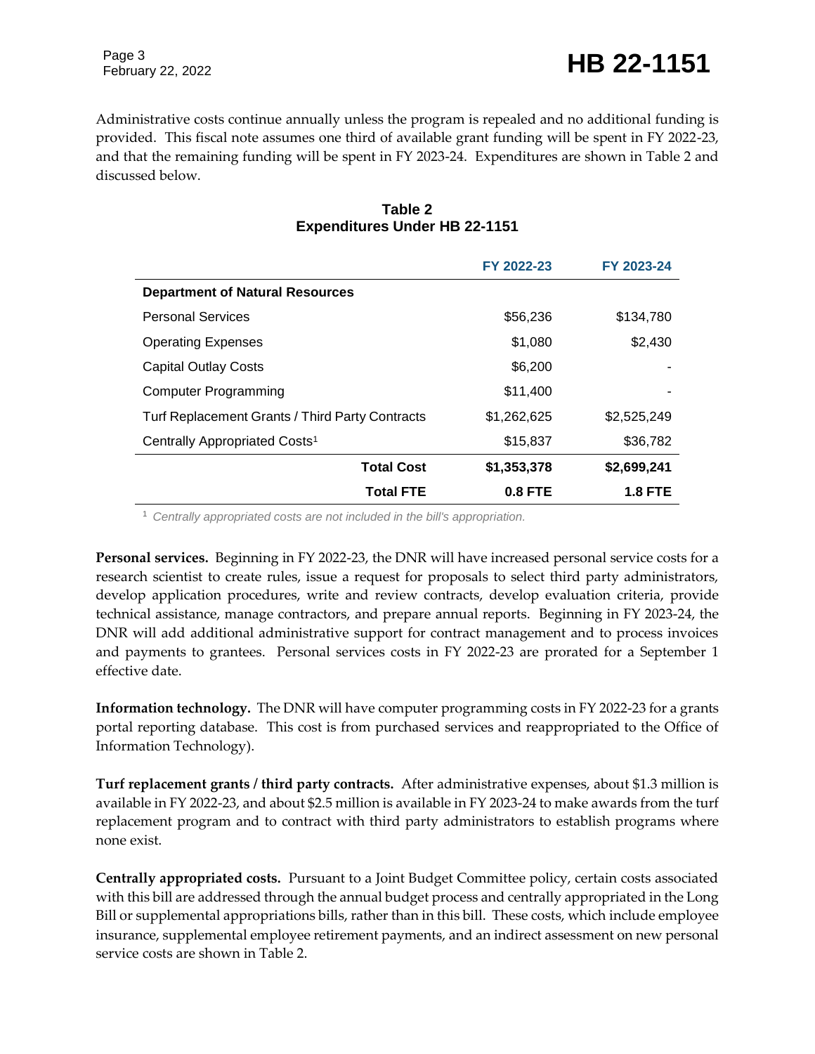Administrative costs continue annually unless the program is repealed and no additional funding is provided. This fiscal note assumes one third of available grant funding will be spent in FY 2022-23, and that the remaining funding will be spent in FY 2023-24. Expenditures are shown in Table 2 and discussed below.

**Table 2**
**Expenditures Under HB 22-1151**

| | FY 2022-23 | FY 2023-24 |
|---|---|---|
| **Department of Natural Resources** | | |
| Personal Services | $56,236 | $134,780 |
| Operating Expenses | $1,080 | $2,430 |
| Capital Outlay Costs | $6,200 | - |
| Computer Programming | $11,400 | - |
| Turf Replacement Grants / Third Party Contracts | $1,262,625 | $2,525,249 |
| Centrally Appropriated Costs[1] | $15,837 | $36,782 |
| **Total Cost** | **$1,353,378** | **$2,699,241** |
| **Total FTE** | **0.8 FTE** | **1.8 FTE** |

[1] *Centrally appropriated costs are not included in the bill's appropriation.*

**Personal services.** Beginning in FY 2022-23, the DNR will have increased personal service costs for a research scientist to create rules, issue a request for proposals to select third party administrators, develop application procedures, write and review contracts, develop evaluation criteria, provide technical assistance, manage contractors, and prepare annual reports. Beginning in FY 2023-24, the DNR will add additional administrative support for contract management and to process invoices and payments to grantees. Personal services costs in FY 2022-23 are prorated for a September 1 effective date.

**Information technology.** The DNR will have computer programming costs in FY 2022-23 for a grants portal reporting database. This cost is from purchased services and reappropriated to the Office of Information Technology).

**Turf replacement grants / third party contracts.** After administrative expenses, about $1.3 million is available in FY 2022-23, and about $2.5 million is available in FY 2023-24 to make awards from the turf replacement program and to contract with third party administrators to establish programs where none exist.

**Centrally appropriated costs.** Pursuant to a Joint Budget Committee policy, certain costs associated with this bill are addressed through the annual budget process and centrally appropriated in the Long Bill or supplemental appropriations bills, rather than in this bill. These costs, which include employee insurance, supplemental employee retirement payments, and an indirect assessment on new personal service costs are shown in Table 2.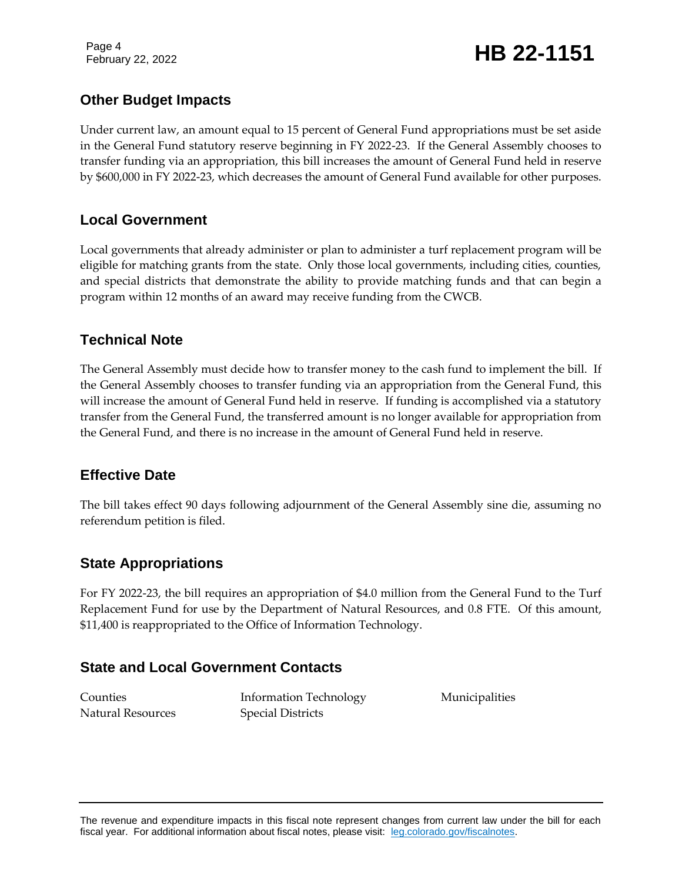## Other Budget Impacts

Under current law, an amount equal to 15 percent of General Fund appropriations must be set aside in the General Fund statutory reserve beginning in FY 2022-23. If the General Assembly chooses to transfer funding via an appropriation, this bill increases the amount of General Fund held in reserve by $600,000 in FY 2022-23, which decreases the amount of General Fund available for other purposes.

## Local Government

Local governments that already administer or plan to administer a turf replacement program will be eligible for matching grants from the state. Only those local governments, including cities, counties, and special districts that demonstrate the ability to provide matching funds and that can begin a program within 12 months of an award may receive funding from the CWCB.

## Technical Note

The General Assembly must decide how to transfer money to the cash fund to implement the bill. If the General Assembly chooses to transfer funding via an appropriation from the General Fund, this will increase the amount of General Fund held in reserve. If funding is accomplished via a statutory transfer from the General Fund, the transferred amount is no longer available for appropriation from the General Fund, and there is no increase in the amount of General Fund held in reserve.

## Effective Date

The bill takes effect 90 days following adjournment of the General Assembly sine die, assuming no referendum petition is filed.

## State Appropriations

For FY 2022-23, the bill requires an appropriation of $4.0 million from the General Fund to the Turf Replacement Fund for use by the Department of Natural Resources, and 0.8 FTE. Of this amount, $11,400 is reappropriated to the Office of Information Technology.

## State and Local Government Contacts

| | | |
|---|---|---|
| Counties | Information Technology | Municipalities |
| Natural Resources | Special Districts | |

The revenue and expenditure impacts in this fiscal note represent changes from current law under the bill for each fiscal year. For additional information about fiscal notes, please visit: leg.colorado.gov/fiscalnotes.